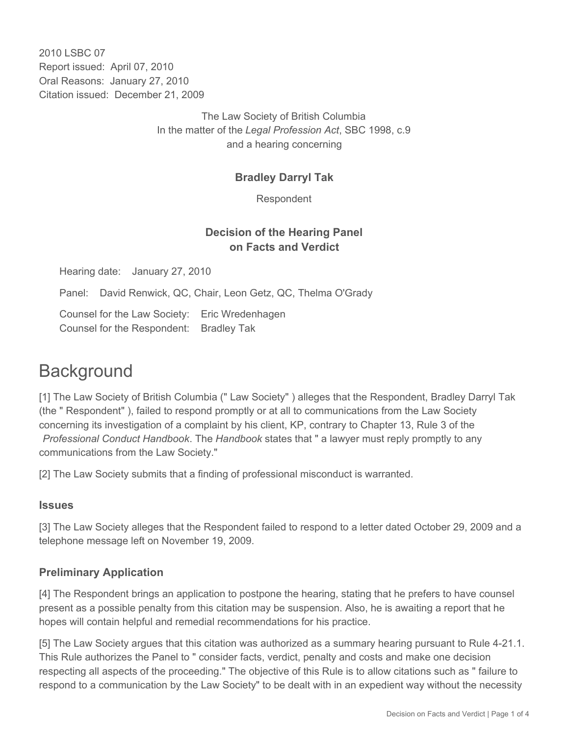2010 LSBC 07
Report issued: April 07, 2010
Oral Reasons: January 27, 2010
Citation issued: December 21, 2009

The Law Society of British Columbia
In the matter of the *Legal Profession Act*, SBC 1998, c.9
and a hearing concerning

**Bradley Darryl Tak**

Respondent

**Decision of the Hearing Panel on Facts and Verdict**

Hearing date: January 27, 2010

Panel: David Renwick, QC, Chair, Leon Getz, QC, Thelma O'Grady

Counsel for the Law Society: Eric Wredenhagen
Counsel for the Respondent: Bradley Tak

# Background

[1] The Law Society of British Columbia (" Law Society" ) alleges that the Respondent, Bradley Darryl Tak (the " Respondent" ), failed to respond promptly or at all to communications from the Law Society concerning its investigation of a complaint by his client, KP, contrary to Chapter 13, Rule 3 of the *Professional Conduct Handbook*. The *Handbook* states that " a lawyer must reply promptly to any communications from the Law Society."

[2] The Law Society submits that a finding of professional misconduct is warranted.

## Issues

[3] The Law Society alleges that the Respondent failed to respond to a letter dated October 29, 2009 and a telephone message left on November 19, 2009.

## Preliminary Application

[4] The Respondent brings an application to postpone the hearing, stating that he prefers to have counsel present as a possible penalty from this citation may be suspension. Also, he is awaiting a report that he hopes will contain helpful and remedial recommendations for his practice.

[5] The Law Society argues that this citation was authorized as a summary hearing pursuant to Rule 4-21.1. This Rule authorizes the Panel to " consider facts, verdict, penalty and costs and make one decision respecting all aspects of the proceeding." The objective of this Rule is to allow citations such as " failure to respond to a communication by the Law Society" to be dealt with in an expedient way without the necessity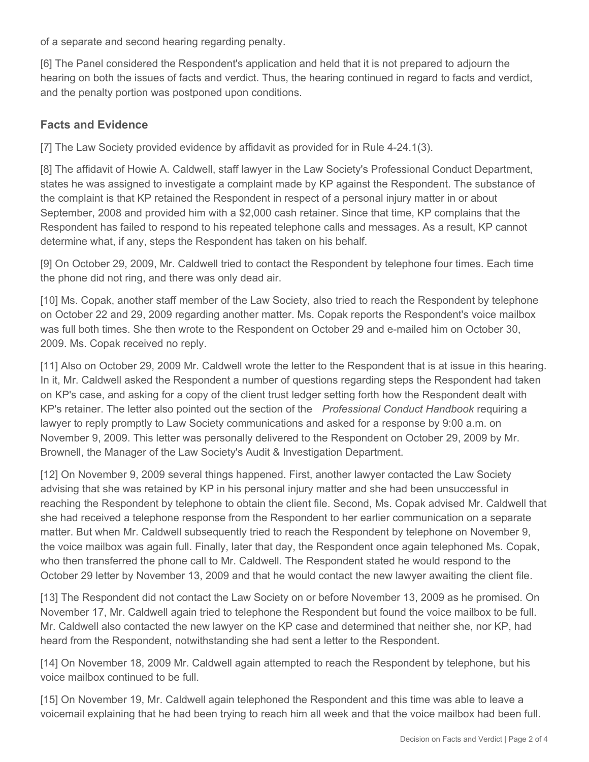of a separate and second hearing regarding penalty.

[6] The Panel considered the Respondent's application and held that it is not prepared to adjourn the hearing on both the issues of facts and verdict. Thus, the hearing continued in regard to facts and verdict, and the penalty portion was postponed upon conditions.

## Facts and Evidence

[7] The Law Society provided evidence by affidavit as provided for in Rule 4-24.1(3).

[8] The affidavit of Howie A. Caldwell, staff lawyer in the Law Society's Professional Conduct Department, states he was assigned to investigate a complaint made by KP against the Respondent. The substance of the complaint is that KP retained the Respondent in respect of a personal injury matter in or about September, 2008 and provided him with a $2,000 cash retainer. Since that time, KP complains that the Respondent has failed to respond to his repeated telephone calls and messages. As a result, KP cannot determine what, if any, steps the Respondent has taken on his behalf.

[9] On October 29, 2009, Mr. Caldwell tried to contact the Respondent by telephone four times. Each time the phone did not ring, and there was only dead air.

[10] Ms. Copak, another staff member of the Law Society, also tried to reach the Respondent by telephone on October 22 and 29, 2009 regarding another matter. Ms. Copak reports the Respondent's voice mailbox was full both times. She then wrote to the Respondent on October 29 and e-mailed him on October 30, 2009. Ms. Copak received no reply.

[11] Also on October 29, 2009 Mr. Caldwell wrote the letter to the Respondent that is at issue in this hearing. In it, Mr. Caldwell asked the Respondent a number of questions regarding steps the Respondent had taken on KP's case, and asking for a copy of the client trust ledger setting forth how the Respondent dealt with KP's retainer. The letter also pointed out the section of the *Professional Conduct Handbook* requiring a lawyer to reply promptly to Law Society communications and asked for a response by 9:00 a.m. on November 9, 2009. This letter was personally delivered to the Respondent on October 29, 2009 by Mr. Brownell, the Manager of the Law Society's Audit & Investigation Department.

[12] On November 9, 2009 several things happened. First, another lawyer contacted the Law Society advising that she was retained by KP in his personal injury matter and she had been unsuccessful in reaching the Respondent by telephone to obtain the client file. Second, Ms. Copak advised Mr. Caldwell that she had received a telephone response from the Respondent to her earlier communication on a separate matter. But when Mr. Caldwell subsequently tried to reach the Respondent by telephone on November 9, the voice mailbox was again full. Finally, later that day, the Respondent once again telephoned Ms. Copak, who then transferred the phone call to Mr. Caldwell. The Respondent stated he would respond to the October 29 letter by November 13, 2009 and that he would contact the new lawyer awaiting the client file.

[13] The Respondent did not contact the Law Society on or before November 13, 2009 as he promised. On November 17, Mr. Caldwell again tried to telephone the Respondent but found the voice mailbox to be full. Mr. Caldwell also contacted the new lawyer on the KP case and determined that neither she, nor KP, had heard from the Respondent, notwithstanding she had sent a letter to the Respondent.

[14] On November 18, 2009 Mr. Caldwell again attempted to reach the Respondent by telephone, but his voice mailbox continued to be full.

[15] On November 19, Mr. Caldwell again telephoned the Respondent and this time was able to leave a voicemail explaining that he had been trying to reach him all week and that the voice mailbox had been full.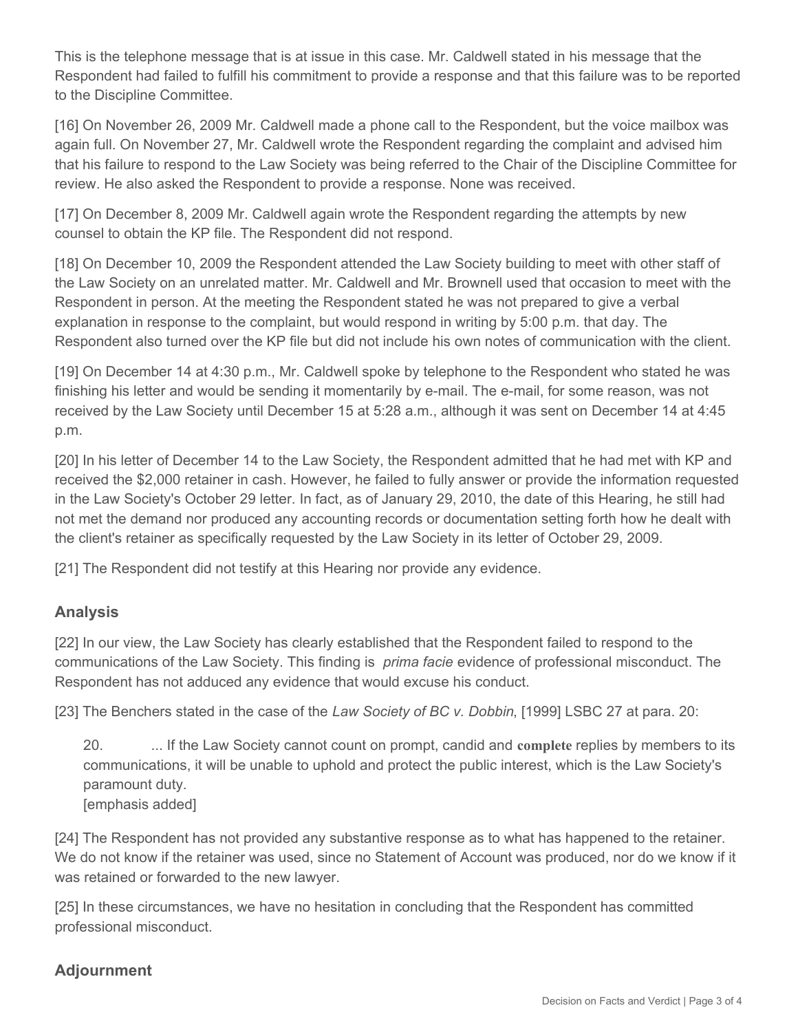This is the telephone message that is at issue in this case. Mr. Caldwell stated in his message that the Respondent had failed to fulfill his commitment to provide a response and that this failure was to be reported to the Discipline Committee.

[16] On November 26, 2009 Mr. Caldwell made a phone call to the Respondent, but the voice mailbox was again full. On November 27, Mr. Caldwell wrote the Respondent regarding the complaint and advised him that his failure to respond to the Law Society was being referred to the Chair of the Discipline Committee for review. He also asked the Respondent to provide a response. None was received.

[17] On December 8, 2009 Mr. Caldwell again wrote the Respondent regarding the attempts by new counsel to obtain the KP file. The Respondent did not respond.

[18] On December 10, 2009 the Respondent attended the Law Society building to meet with other staff of the Law Society on an unrelated matter. Mr. Caldwell and Mr. Brownell used that occasion to meet with the Respondent in person. At the meeting the Respondent stated he was not prepared to give a verbal explanation in response to the complaint, but would respond in writing by 5:00 p.m. that day. The Respondent also turned over the KP file but did not include his own notes of communication with the client.

[19] On December 14 at 4:30 p.m., Mr. Caldwell spoke by telephone to the Respondent who stated he was finishing his letter and would be sending it momentarily by e-mail. The e-mail, for some reason, was not received by the Law Society until December 15 at 5:28 a.m., although it was sent on December 14 at 4:45 p.m.

[20] In his letter of December 14 to the Law Society, the Respondent admitted that he had met with KP and received the $2,000 retainer in cash. However, he failed to fully answer or provide the information requested in the Law Society's October 29 letter. In fact, as of January 29, 2010, the date of this Hearing, he still had not met the demand nor produced any accounting records or documentation setting forth how he dealt with the client's retainer as specifically requested by the Law Society in its letter of October 29, 2009.

[21] The Respondent did not testify at this Hearing nor provide any evidence.

## Analysis

[22] In our view, the Law Society has clearly established that the Respondent failed to respond to the communications of the Law Society. This finding is *prima facie* evidence of professional misconduct. The Respondent has not adduced any evidence that would excuse his conduct.

[23] The Benchers stated in the case of the *Law Society of BC v. Dobbin*, [1999] LSBC 27 at para. 20:

> 20. ... If the Law Society cannot count on prompt, candid and **complete** replies by members to its communications, it will be unable to uphold and protect the public interest, which is the Law Society's paramount duty.
> [emphasis added]

[24] The Respondent has not provided any substantive response as to what has happened to the retainer. We do not know if the retainer was used, since no Statement of Account was produced, nor do we know if it was retained or forwarded to the new lawyer.

[25] In these circumstances, we have no hesitation in concluding that the Respondent has committed professional misconduct.

## Adjournment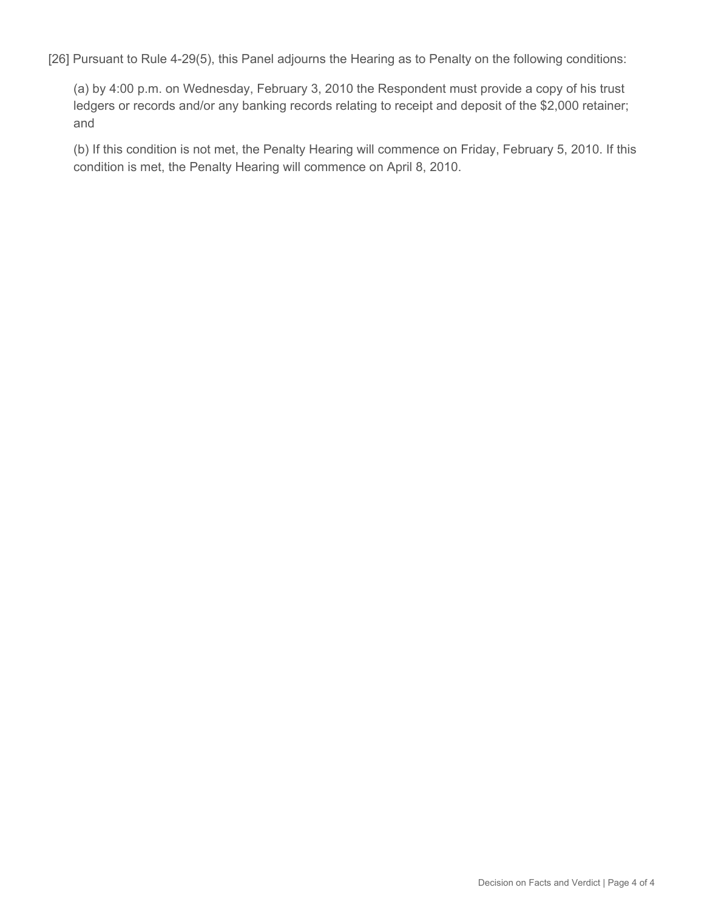[26] Pursuant to Rule 4-29(5), this Panel adjourns the Hearing as to Penalty on the following conditions:

(a) by 4:00 p.m. on Wednesday, February 3, 2010 the Respondent must provide a copy of his trust ledgers or records and/or any banking records relating to receipt and deposit of the $2,000 retainer; and

(b) If this condition is not met, the Penalty Hearing will commence on Friday, February 5, 2010. If this condition is met, the Penalty Hearing will commence on April 8, 2010.